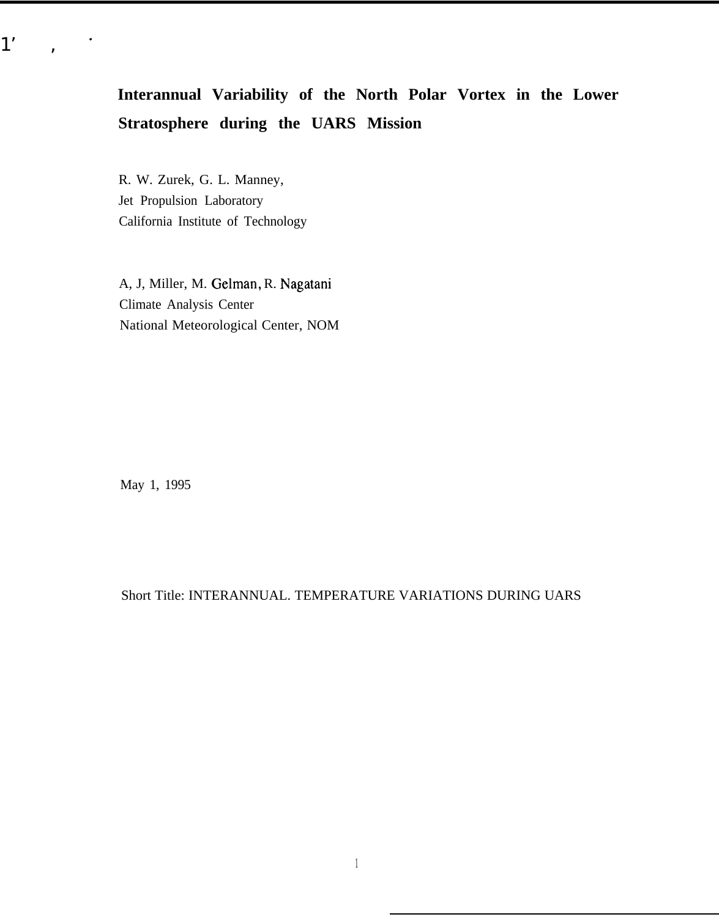# Interannual Variability of the North Polar Vortex in the Lower Stratosphere during the UARS Mission

R. W. Zurek, G. L. Manney,
Jet Propulsion Laboratory
California Institute of Technology

A, J, Miller, M. Gelman, R. Nagatani
Climate Analysis Center
National Meteorological Center, NOM

May 1, 1995

Short Title: INTERANNUAL. TEMPERATURE VARIATIONS DURING UARS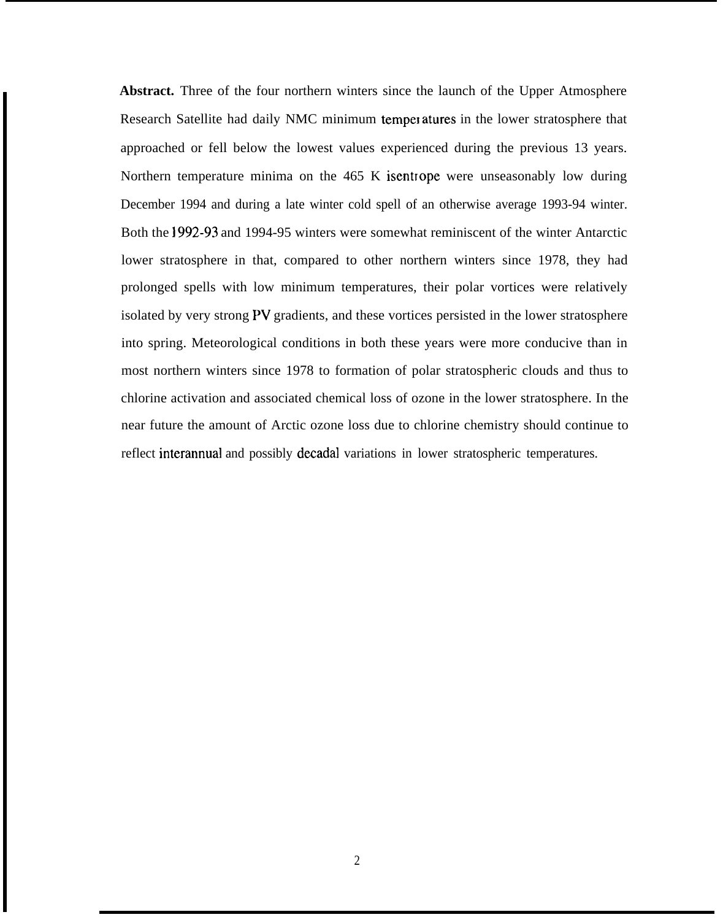**Abstract.** Three of the four northern winters since the launch of the Upper Atmosphere Research Satellite had daily NMC minimum temperatures in the lower stratosphere that approached or fell below the lowest values experienced during the previous 13 years. Northern temperature minima on the 465 K isentrope were unseasonably low during December 1994 and during a late winter cold spell of an otherwise average 1993-94 winter. Both the 1992-93 and 1994-95 winters were somewhat reminiscent of the winter Antarctic lower stratosphere in that, compared to other northern winters since 1978, they had prolonged spells with low minimum temperatures, their polar vortices were relatively isolated by very strong PV gradients, and these vortices persisted in the lower stratosphere into spring. Meteorological conditions in both these years were more conducive than in most northern winters since 1978 to formation of polar stratospheric clouds and thus to chlorine activation and associated chemical loss of ozone in the lower stratosphere. In the near future the amount of Arctic ozone loss due to chlorine chemistry should continue to reflect interannual and possibly decadal variations in lower stratospheric temperatures.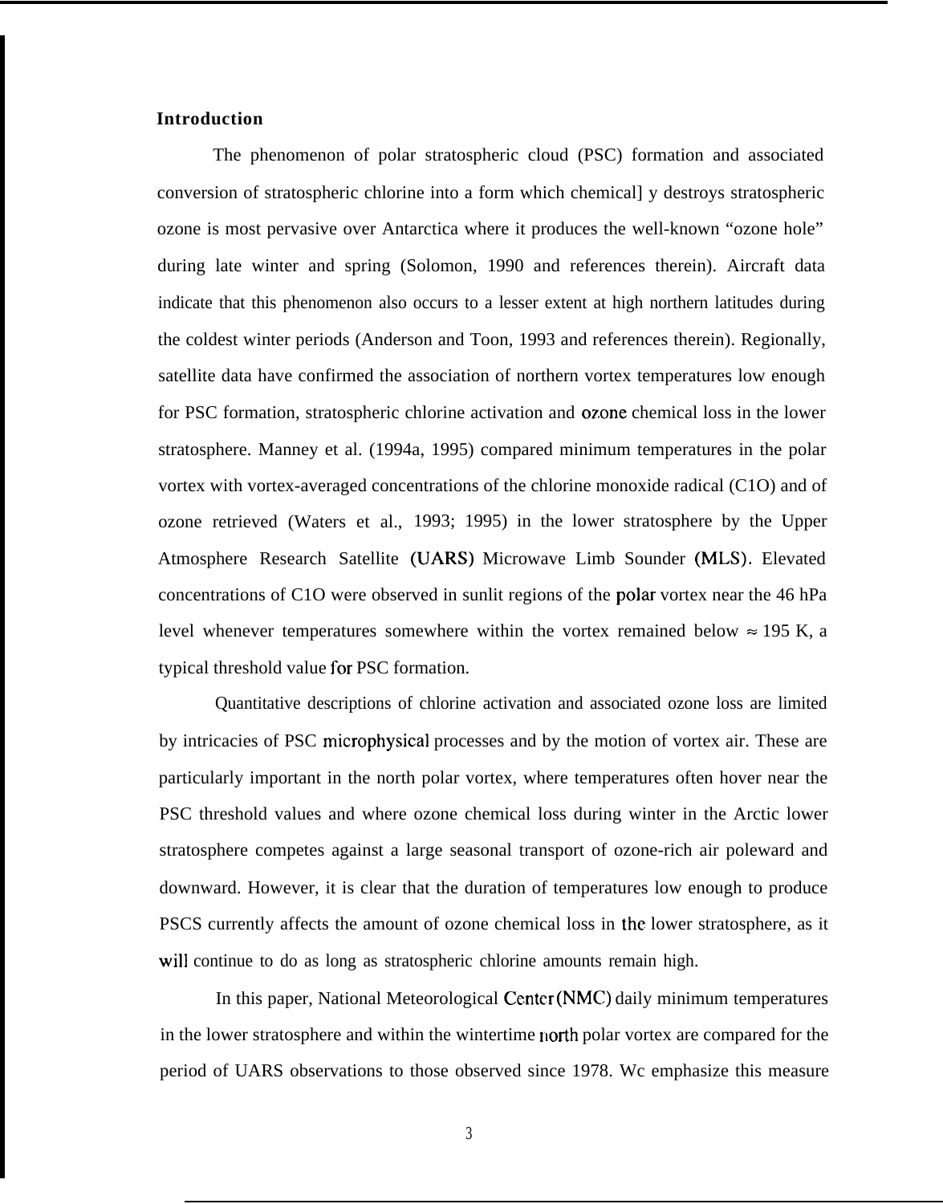## Introduction

The phenomenon of polar stratospheric cloud (PSC) formation and associated conversion of stratospheric chlorine into a form which chemical] y destroys stratospheric ozone is most pervasive over Antarctica where it produces the well-known "ozone hole" during late winter and spring (Solomon, 1990 and references therein). Aircraft data indicate that this phenomenon also occurs to a lesser extent at high northern latitudes during the coldest winter periods (Anderson and Toon, 1993 and references therein). Regionally, satellite data have confirmed the association of northern vortex temperatures low enough for PSC formation, stratospheric chlorine activation and ozone chemical loss in the lower stratosphere. Manney et al. (1994a, 1995) compared minimum temperatures in the polar vortex with vortex-averaged concentrations of the chlorine monoxide radical (C1O) and of ozone retrieved (Waters et al., 1993; 1995) in the lower stratosphere by the Upper Atmosphere Research Satellite (UARS) Microwave Limb Sounder (MLS). Elevated concentrations of C1O were observed in sunlit regions of the polar vortex near the 46 hPa level whenever temperatures somewhere within the vortex remained below $\approx$ 195 K, a typical threshold value for PSC formation.

Quantitative descriptions of chlorine activation and associated ozone loss are limited by intricacies of PSC microphysical processes and by the motion of vortex air. These are particularly important in the north polar vortex, where temperatures often hover near the PSC threshold values and where ozone chemical loss during winter in the Arctic lower stratosphere competes against a large seasonal transport of ozone-rich air poleward and downward. However, it is clear that the duration of temperatures low enough to produce PSCS currently affects the amount of ozone chemical loss in the lower stratosphere, as it will continue to do as long as stratospheric chlorine amounts remain high.

In this paper, National Meteorological Center (NMC) daily minimum temperatures in the lower stratosphere and within the wintertime north polar vortex are compared for the period of UARS observations to those observed since 1978. Wc emphasize this measure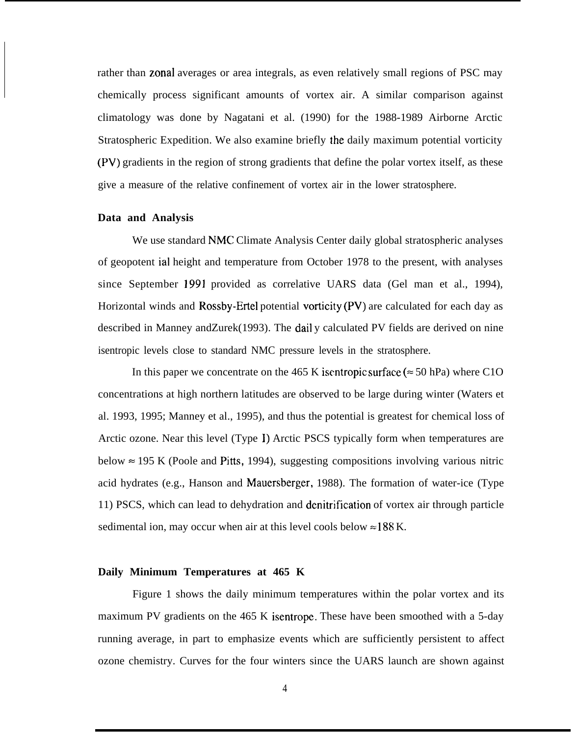rather than zonal averages or area integrals, as even relatively small regions of PSC may chemically process significant amounts of vortex air. A similar comparison against climatology was done by Nagatani et al. (1990) for the 1988-1989 Airborne Arctic Stratospheric Expedition. We also examine briefly the daily maximum potential vorticity (PV) gradients in the region of strong gradients that define the polar vortex itself, as these give a measure of the relative confinement of vortex air in the lower stratosphere.

## Data and Analysis

We use standard NMC Climate Analysis Center daily global stratospheric analyses of geopotent ial height and temperature from October 1978 to the present, with analyses since September 1991 provided as correlative UARS data (Gel man et al., 1994), Horizontal winds and Rossby-Ertel potential vorticity (PV) are calculated for each day as described in Manney andZurek(1993). The dail y calculated PV fields are derived on nine isentropic levels close to standard NMC pressure levels in the stratosphere.

In this paper we concentrate on the 465 K isentropic surface ($\approx$ 50 hPa) where C1O concentrations at high northern latitudes are observed to be large during winter (Waters et al. 1993, 1995; Manney et al., 1995), and thus the potential is greatest for chemical loss of Arctic ozone. Near this level (Type I) Arctic PSCS typically form when temperatures are below $\approx$ 195 K (Poole and Pitts, 1994), suggesting compositions involving various nitric acid hydrates (e.g., Hanson and Mauersberger, 1988). The formation of water-ice (Type 11) PSCS, which can lead to dehydration and denitrification of vortex air through particle sedimental ion, may occur when air at this level cools below $\approx$188 K.

## Daily Minimum Temperatures at 465 K

Figure 1 shows the daily minimum temperatures within the polar vortex and its maximum PV gradients on the 465 K isentrope. These have been smoothed with a 5-day running average, in part to emphasize events which are sufficiently persistent to affect ozone chemistry. Curves for the four winters since the UARS launch are shown against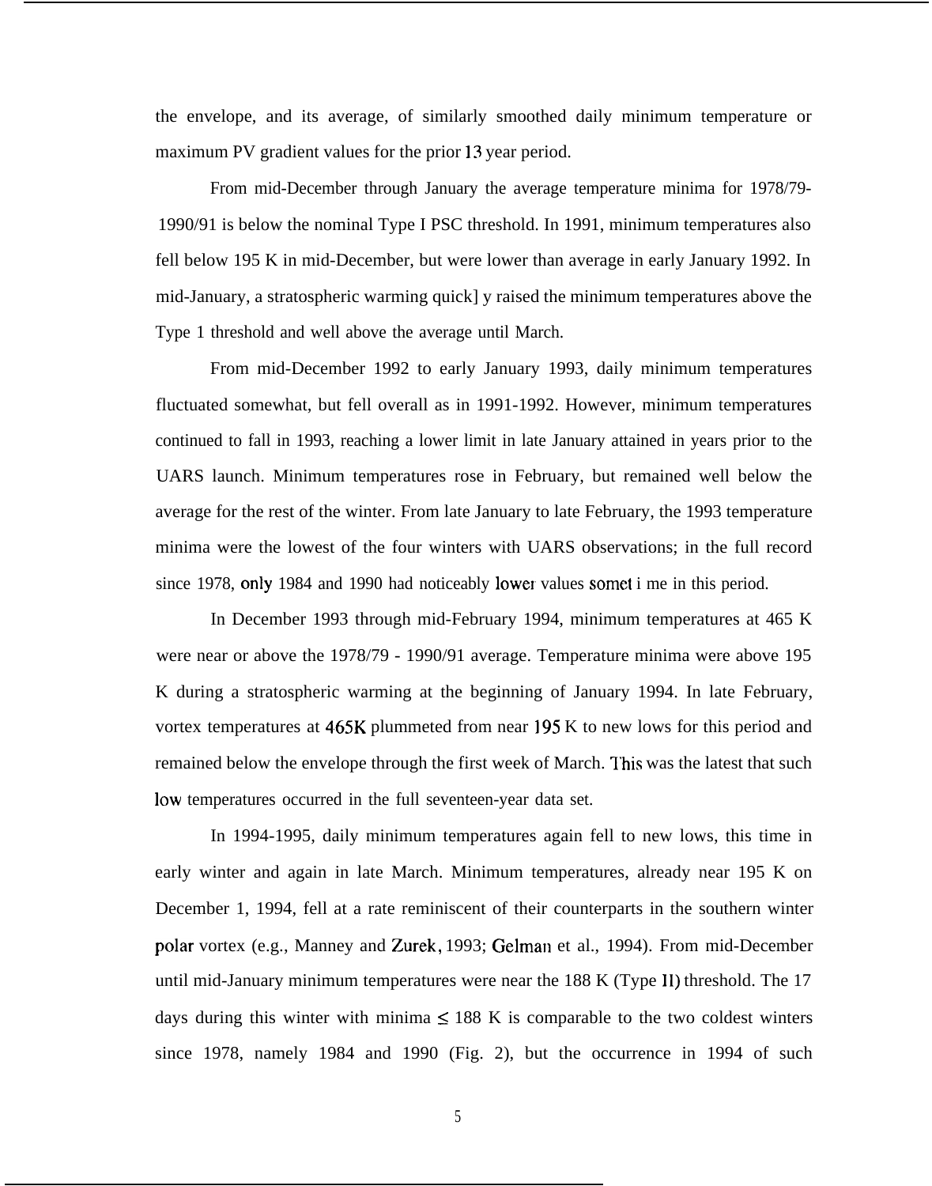the envelope, and its average, of similarly smoothed daily minimum temperature or maximum PV gradient values for the prior 13 year period.

From mid-December through January the average temperature minima for 1978/79-1990/91 is below the nominal Type I PSC threshold. In 1991, minimum temperatures also fell below 195 K in mid-December, but were lower than average in early January 1992. In mid-January, a stratospheric warming quickly raised the minimum temperatures above the Type 1 threshold and well above the average until March.

From mid-December 1992 to early January 1993, daily minimum temperatures fluctuated somewhat, but fell overall as in 1991-1992. However, minimum temperatures continued to fall in 1993, reaching a lower limit in late January attained in years prior to the UARS launch. Minimum temperatures rose in February, but remained well below the average for the rest of the winter. From late January to late February, the 1993 temperature minima were the lowest of the four winters with UARS observations; in the full record since 1978, only 1984 and 1990 had noticeably lower values sometime in this period.

In December 1993 through mid-February 1994, minimum temperatures at 465 K were near or above the 1978/79 - 1990/91 average. Temperature minima were above 195 K during a stratospheric warming at the beginning of January 1994. In late February, vortex temperatures at 465K plummeted from near 195 K to new lows for this period and remained below the envelope through the first week of March. This was the latest that such low temperatures occurred in the full seventeen-year data set.

In 1994-1995, daily minimum temperatures again fell to new lows, this time in early winter and again in late March. Minimum temperatures, already near 195 K on December 1, 1994, fell at a rate reminiscent of their counterparts in the southern winter polar vortex (e.g., Manney and Zurek, 1993; Gelman et al., 1994). From mid-December until mid-January minimum temperatures were near the 188 K (Type II) threshold. The 17 days during this winter with minima $\leq$ 188 K is comparable to the two coldest winters since 1978, namely 1984 and 1990 (Fig. 2), but the occurrence in 1994 of such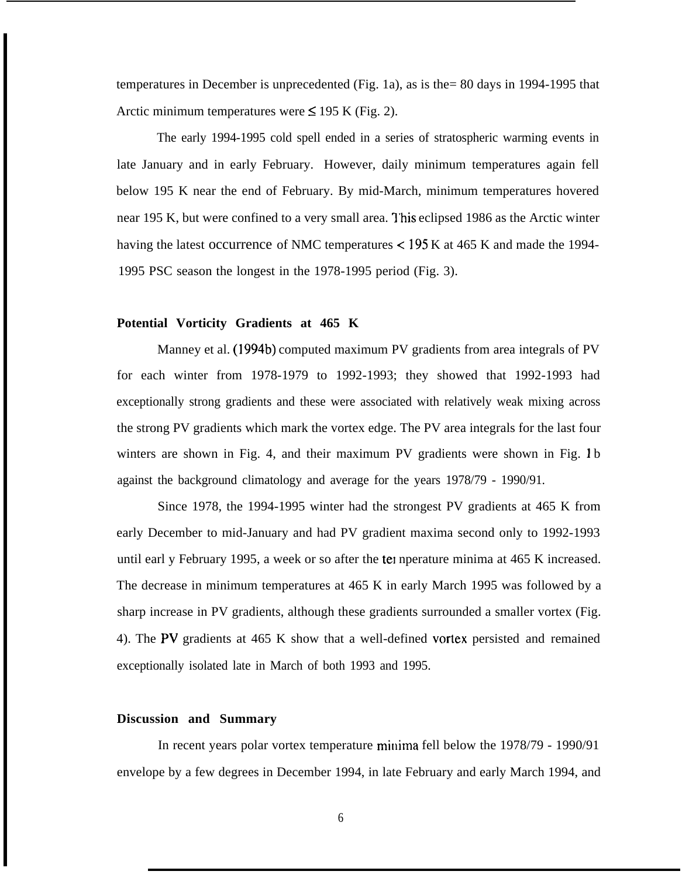temperatures in December is unprecedented (Fig. 1a), as is the= 80 days in 1994-1995 that Arctic minimum temperatures were ≤ 195 K (Fig. 2).

The early 1994-1995 cold spell ended in a series of stratospheric warming events in late January and in early February. However, daily minimum temperatures again fell below 195 K near the end of February. By mid-March, minimum temperatures hovered near 195 K, but were confined to a very small area. This eclipsed 1986 as the Arctic winter having the latest occurrence of NMC temperatures < 195 K at 465 K and made the 1994-1995 PSC season the longest in the 1978-1995 period (Fig. 3).

**Potential Vorticity Gradients at 465 K**

Manney et al. (1994b) computed maximum PV gradients from area integrals of PV for each winter from 1978-1979 to 1992-1993; they showed that 1992-1993 had exceptionally strong gradients and these were associated with relatively weak mixing across the strong PV gradients which mark the vortex edge. The PV area integrals for the last four winters are shown in Fig. 4, and their maximum PV gradients were shown in Fig. 1b against the background climatology and average for the years 1978/79 - 1990/91.

Since 1978, the 1994-1995 winter had the strongest PV gradients at 465 K from early December to mid-January and had PV gradient maxima second only to 1992-1993 until early February 1995, a week or so after the temperature minima at 465 K increased. The decrease in minimum temperatures at 465 K in early March 1995 was followed by a sharp increase in PV gradients, although these gradients surrounded a smaller vortex (Fig. 4). The PV gradients at 465 K show that a well-defined vortex persisted and remained exceptionally isolated late in March of both 1993 and 1995.

**Discussion and Summary**

In recent years polar vortex temperature minima fell below the 1978/79 - 1990/91 envelope by a few degrees in December 1994, in late February and early March 1994, and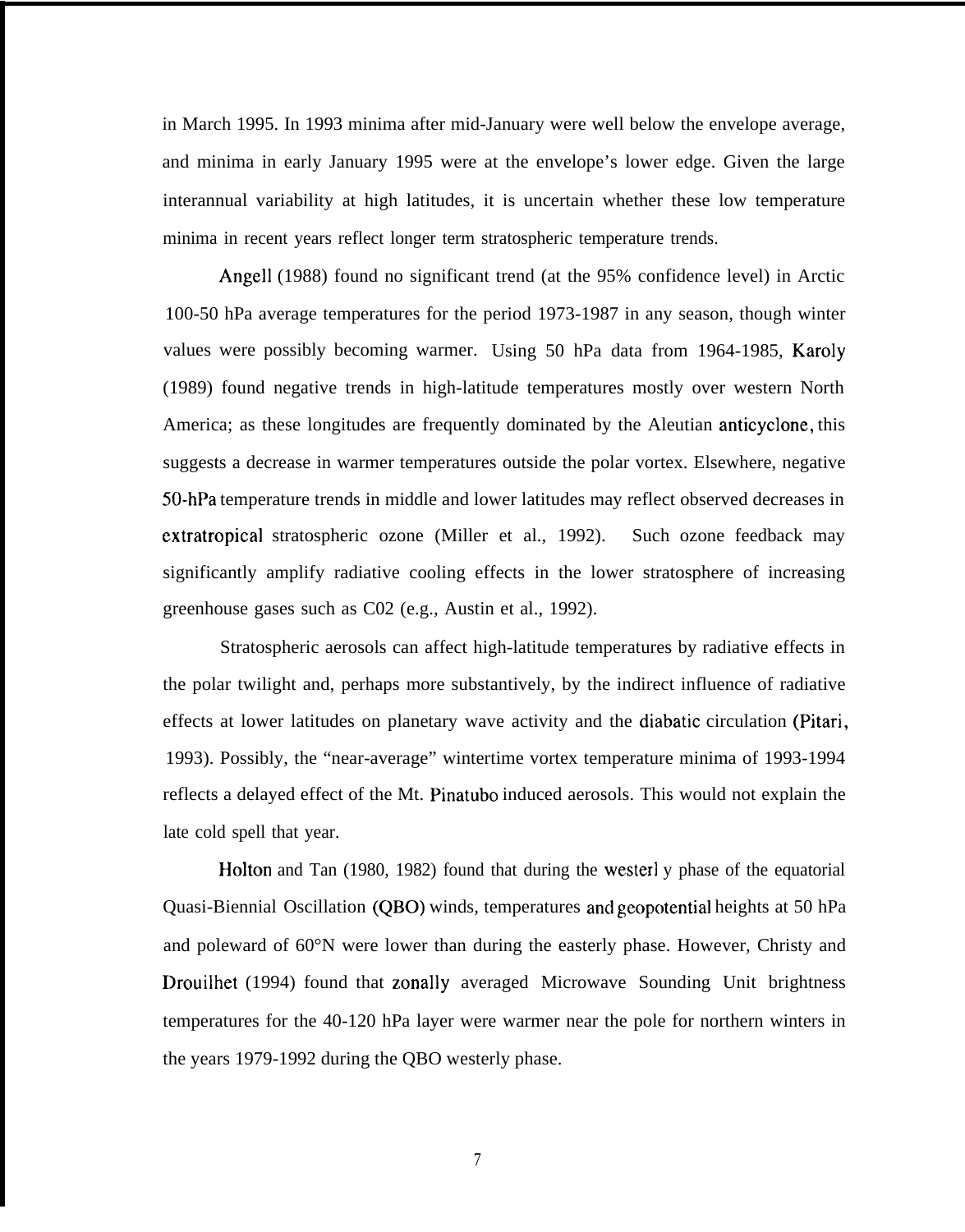in March 1995. In 1993 minima after mid-January were well below the envelope average, and minima in early January 1995 were at the envelope's lower edge. Given the large interannual variability at high latitudes, it is uncertain whether these low temperature minima in recent years reflect longer term stratospheric temperature trends.

Angell (1988) found no significant trend (at the 95% confidence level) in Arctic 100-50 hPa average temperatures for the period 1973-1987 in any season, though winter values were possibly becoming warmer. Using 50 hPa data from 1964-1985, Karoly (1989) found negative trends in high-latitude temperatures mostly over western North America; as these longitudes are frequently dominated by the Aleutian anticyclone, this suggests a decrease in warmer temperatures outside the polar vortex. Elsewhere, negative 50-hPa temperature trends in middle and lower latitudes may reflect observed decreases in extratropical stratospheric ozone (Miller et al., 1992). Such ozone feedback may significantly amplify radiative cooling effects in the lower stratosphere of increasing greenhouse gases such as $CO_2$ (e.g., Austin et al., 1992).

Stratospheric aerosols can affect high-latitude temperatures by radiative effects in the polar twilight and, perhaps more substantively, by the indirect influence of radiative effects at lower latitudes on planetary wave activity and the diabatic circulation (Pitari, 1993). Possibly, the "near-average" wintertime vortex temperature minima of 1993-1994 reflects a delayed effect of the Mt. Pinatubo induced aerosols. This would not explain the late cold spell that year.

Holton and Tan (1980, 1982) found that during the westerl y phase of the equatorial Quasi-Biennial Oscillation (QBO) winds, temperatures and geopotential heights at 50 hPa and poleward of 60°N were lower than during the easterly phase. However, Christy and Drouilhet (1994) found that zonally averaged Microwave Sounding Unit brightness temperatures for the 40-120 hPa layer were warmer near the pole for northern winters in the years 1979-1992 during the QBO westerly phase.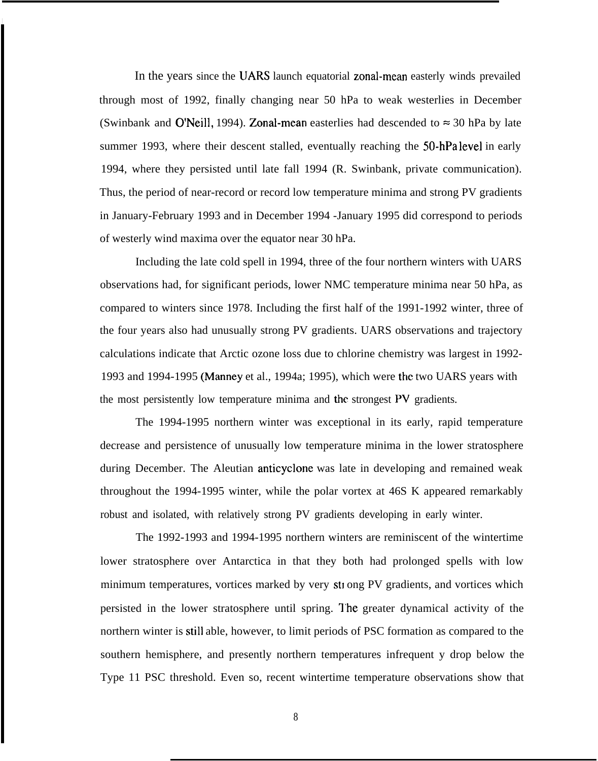In the years since the UARS launch equatorial zonal-mean easterly winds prevailed through most of 1992, finally changing near 50 hPa to weak westerlies in December (Swinbank and O'Neill, 1994). Zonal-mean easterlies had descended to ≈ 30 hPa by late summer 1993, where their descent stalled, eventually reaching the 50-hPa level in early 1994, where they persisted until late fall 1994 (R. Swinbank, private communication). Thus, the period of near-record or record low temperature minima and strong PV gradients in January-February 1993 and in December 1994 -January 1995 did correspond to periods of westerly wind maxima over the equator near 30 hPa.

Including the late cold spell in 1994, three of the four northern winters with UARS observations had, for significant periods, lower NMC temperature minima near 50 hPa, as compared to winters since 1978. Including the first half of the 1991-1992 winter, three of the four years also had unusually strong PV gradients. UARS observations and trajectory calculations indicate that Arctic ozone loss due to chlorine chemistry was largest in 1992-1993 and 1994-1995 (Manney et al., 1994a; 1995), which were the two UARS years with the most persistently low temperature minima and the strongest PV gradients.

The 1994-1995 northern winter was exceptional in its early, rapid temperature decrease and persistence of unusually low temperature minima in the lower stratosphere during December. The Aleutian anticyclone was late in developing and remained weak throughout the 1994-1995 winter, while the polar vortex at 46S K appeared remarkably robust and isolated, with relatively strong PV gradients developing in early winter.

The 1992-1993 and 1994-1995 northern winters are reminiscent of the wintertime lower stratosphere over Antarctica in that they both had prolonged spells with low minimum temperatures, vortices marked by very strong PV gradients, and vortices which persisted in the lower stratosphere until spring. The greater dynamical activity of the northern winter is still able, however, to limit periods of PSC formation as compared to the southern hemisphere, and presently northern temperatures infrequent y drop below the Type 11 PSC threshold. Even so, recent wintertime temperature observations show that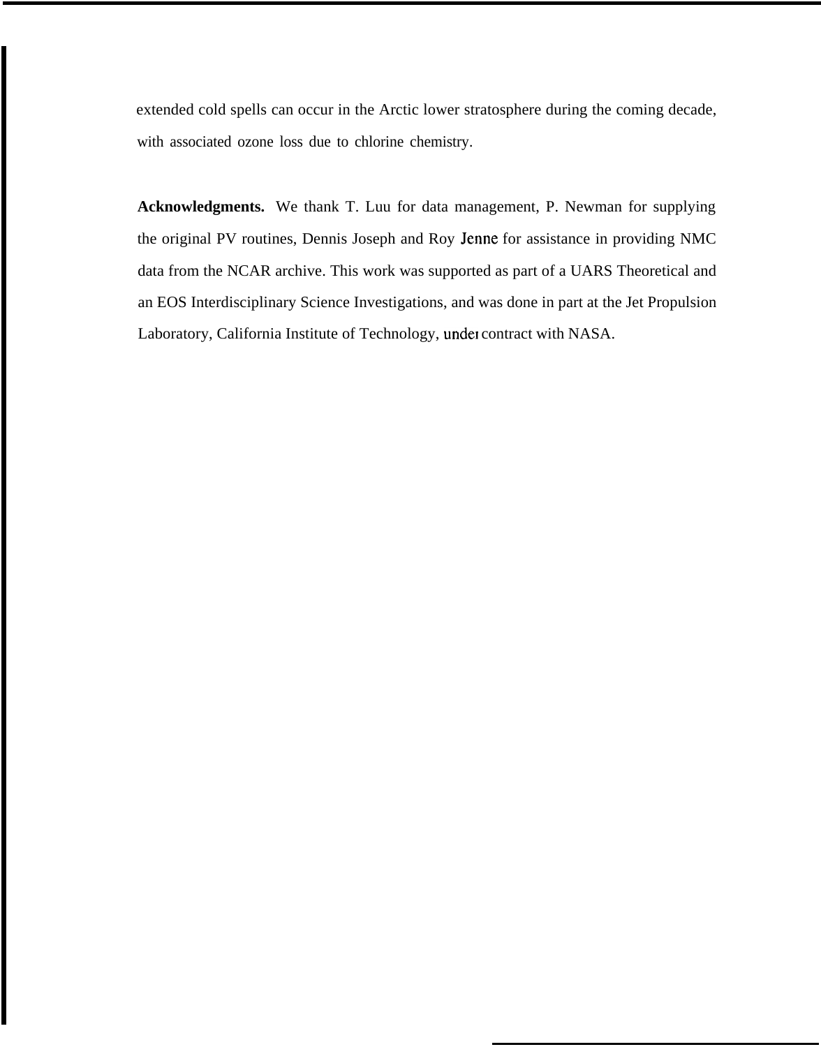extended cold spells can occur in the Arctic lower stratosphere during the coming decade, with associated ozone loss due to chlorine chemistry.

**Acknowledgments.** We thank T. Luu for data management, P. Newman for supplying the original PV routines, Dennis Joseph and Roy Jenne for assistance in providing NMC data from the NCAR archive. This work was supported as part of a UARS Theoretical and an EOS Interdisciplinary Science Investigations, and was done in part at the Jet Propulsion Laboratory, California Institute of Technology, under contract with NASA.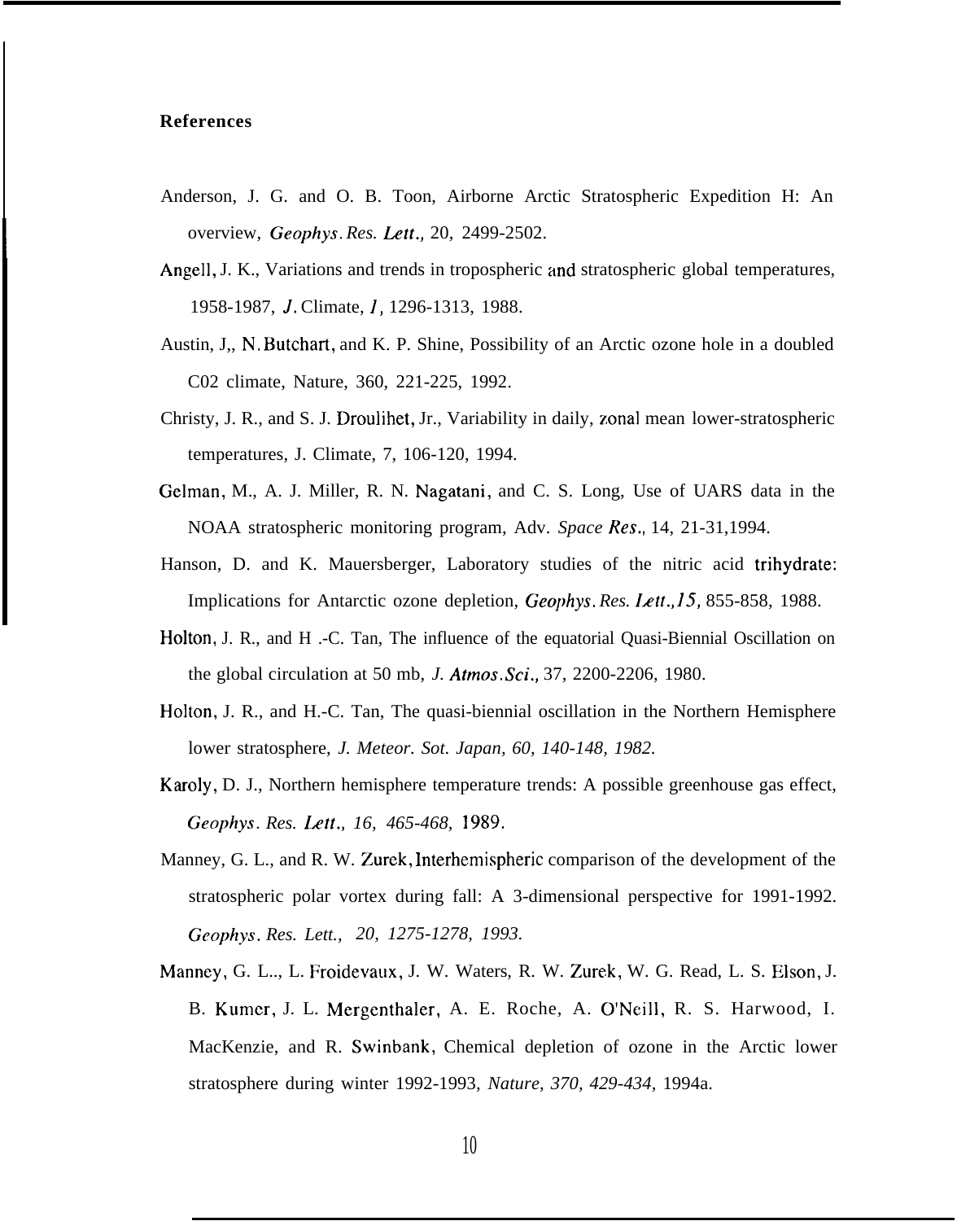**References**

Anderson, J. G. and O. B. Toon, Airborne Arctic Stratospheric Expedition H: An overview, *Geophys. Res. Lett.,* 20, 2499-2502.

Angell, J. K., Variations and trends in tropospheric and stratospheric global temperatures, 1958-1987, *J.* Climate, *1*, 1296-1313, 1988.

Austin, J,, N. Butchart, and K. P. Shine, Possibility of an Arctic ozone hole in a doubled C02 climate, Nature, 360, 221-225, 1992.

Christy, J. R., and S. J. Droulihet, Jr., Variability in daily, zonal mean lower-stratospheric temperatures, J. Climate, 7, 106-120, 1994.

Gelman, M., A. J. Miller, R. N. Nagatani, and C. S. Long, Use of UARS data in the NOAA stratospheric monitoring program, Adv. *Space Res.*, 14, 21-31,1994.

Hanson, D. and K. Mauersberger, Laboratory studies of the nitric acid trihydrate: Implications for Antarctic ozone depletion, *Geophys. Res. Lett.,15,* 855-858, 1988.

Holton, J. R., and H .-C. Tan, The influence of the equatorial Quasi-Biennial Oscillation on the global circulation at 50 mb, *J. Atmos.Sci.,* 37, 2200-2206, 1980.

Holton, J. R., and H.-C. Tan, The quasi-biennial oscillation in the Northern Hemisphere lower stratosphere, *J. Meteor. Sot. Japan, 60, 140-148, 1982.*

Karoly, D. J., Northern hemisphere temperature trends: A possible greenhouse gas effect, *Geophys. Res. Lett., 16, 465-468, 1989.*

Manney, G. L., and R. W. Zurek, Interhemispheric comparison of the development of the stratospheric polar vortex during fall: A 3-dimensional perspective for 1991-1992. *Geophys. Res. Lett., 20, 1275-1278, 1993.*

Manney, G. L.., L. Froidevaux, J. W. Waters, R. W. Zurek, W. G. Read, L. S. Elson, J. B. Kumer, J. L. Mergenthaler, A. E. Roche, A. O'Neill, R. S. Harwood, I. MacKenzie, and R. Swinbank, Chemical depletion of ozone in the Arctic lower stratosphere during winter 1992-1993, *Nature, 370, 429-434,* 1994a.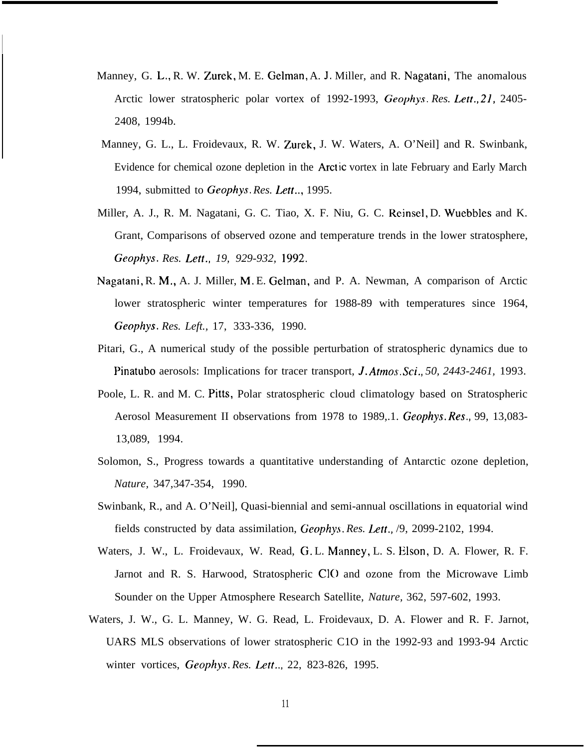Manney, G. L., R. W. Zurek, M. E. Gelman, A. J. Miller, and R. Nagatani, The anomalous Arctic lower stratospheric polar vortex of 1992-1993, *Geophys. Res. Lett., 21,* 2405-2408, 1994b.

Manney, G. L., L. Froidevaux, R. W. Zurek, J. W. Waters, A. O'Neil] and R. Swinbank, Evidence for chemical ozone depletion in the Arctic vortex in late February and Early March 1994, submitted to *Geophys. Res. Lett..*, 1995.

Miller, A. J., R. M. Nagatani, G. C. Tiao, X. F. Niu, G. C. Reinsel, D. Wuebbles and K. Grant, Comparisons of observed ozone and temperature trends in the lower stratosphere, *Geophys. Res. Lett., 19, 929-932, 1992.*

Nagatani, R. M., A. J. Miller, M. E. Gelman, and P. A. Newman, A comparison of Arctic lower stratospheric winter temperatures for 1988-89 with temperatures since 1964, *Geophys. Res. Left.,* 17, 333-336, 1990.

Pitari, G., A numerical study of the possible perturbation of stratospheric dynamics due to Pinatubo aerosols: Implications for tracer transport, *J. Atmos. Sci., 50, 2443-2461,* 1993.

Poole, L. R. and M. C. Pitts, Polar stratospheric cloud climatology based on Stratospheric Aerosol Measurement II observations from 1978 to 1989,.1. *Geophys. Res.,* 99, 13,083-13,089, 1994.

Solomon, S., Progress towards a quantitative understanding of Antarctic ozone depletion, *Nature,* 347,347-354, 1990.

Swinbank, R., and A. O'Neil], Quasi-biennial and semi-annual oscillations in equatorial wind fields constructed by data assimilation, *Geophys. Res. Lett.,* /9, 2099-2102, 1994.

Waters, J. W., L. Froidevaux, W. Read, G. L. Manney, L. S. Elson, D. A. Flower, R. F. Jarnot and R. S. Harwood, Stratospheric ClO and ozone from the Microwave Limb Sounder on the Upper Atmosphere Research Satellite, *Nature,* 362, 597-602, 1993.

Waters, J. W., G. L. Manney, W. G. Read, L. Froidevaux, D. A. Flower and R. F. Jarnot, UARS MLS observations of lower stratospheric C1O in the 1992-93 and 1993-94 Arctic winter vortices, *Geophys. Res. Lett..,* 22, 823-826, 1995.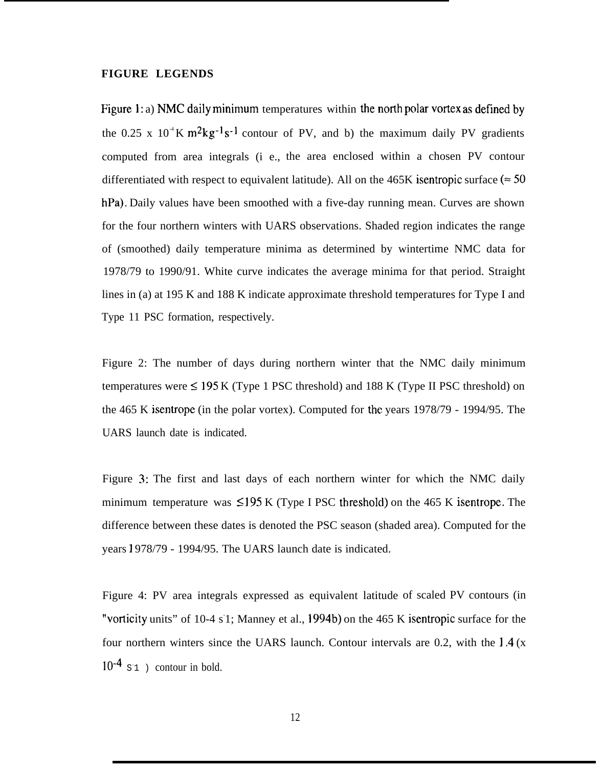**FIGURE LEGENDS**

Figure 1: a) NMC daily minimum temperatures within the north polar vortex as defined by the 0.25 x $10^{-4}$ K $m^2kg^{-1}s^{-1}$ contour of PV, and b) the maximum daily PV gradients computed from area integrals (i e., the area enclosed within a chosen PV contour differentiated with respect to equivalent latitude). All on the 465K isentropic surface (≈ 50 hPa). Daily values have been smoothed with a five-day running mean. Curves are shown for the four northern winters with UARS observations. Shaded region indicates the range of (smoothed) daily temperature minima as determined by wintertime NMC data for 1978/79 to 1990/91. White curve indicates the average minima for that period. Straight lines in (a) at 195 K and 188 K indicate approximate threshold temperatures for Type I and Type 11 PSC formation, respectively.

Figure 2: The number of days during northern winter that the NMC daily minimum temperatures were ≤ 195 K (Type 1 PSC threshold) and 188 K (Type II PSC threshold) on the 465 K isentrope (in the polar vortex). Computed for the years 1978/79 - 1994/95. The UARS launch date is indicated.

Figure 3: The first and last days of each northern winter for which the NMC daily minimum temperature was ≤195 K (Type I PSC threshold) on the 465 K isentrope. The difference between these dates is denoted the PSC season (shaded area). Computed for the years 1978/79 - 1994/95. The UARS launch date is indicated.

Figure 4: PV area integrals expressed as equivalent latitude of scaled PV contours (in "vorticity units" of $10^{-4}$ $s^{-1}$; Manney et al., 1994b) on the 465 K isentropic surface for the four northern winters since the UARS launch. Contour intervals are 0.2, with the 1.4 (x $10^{-4}$ $s^{-1}$ ) contour in bold.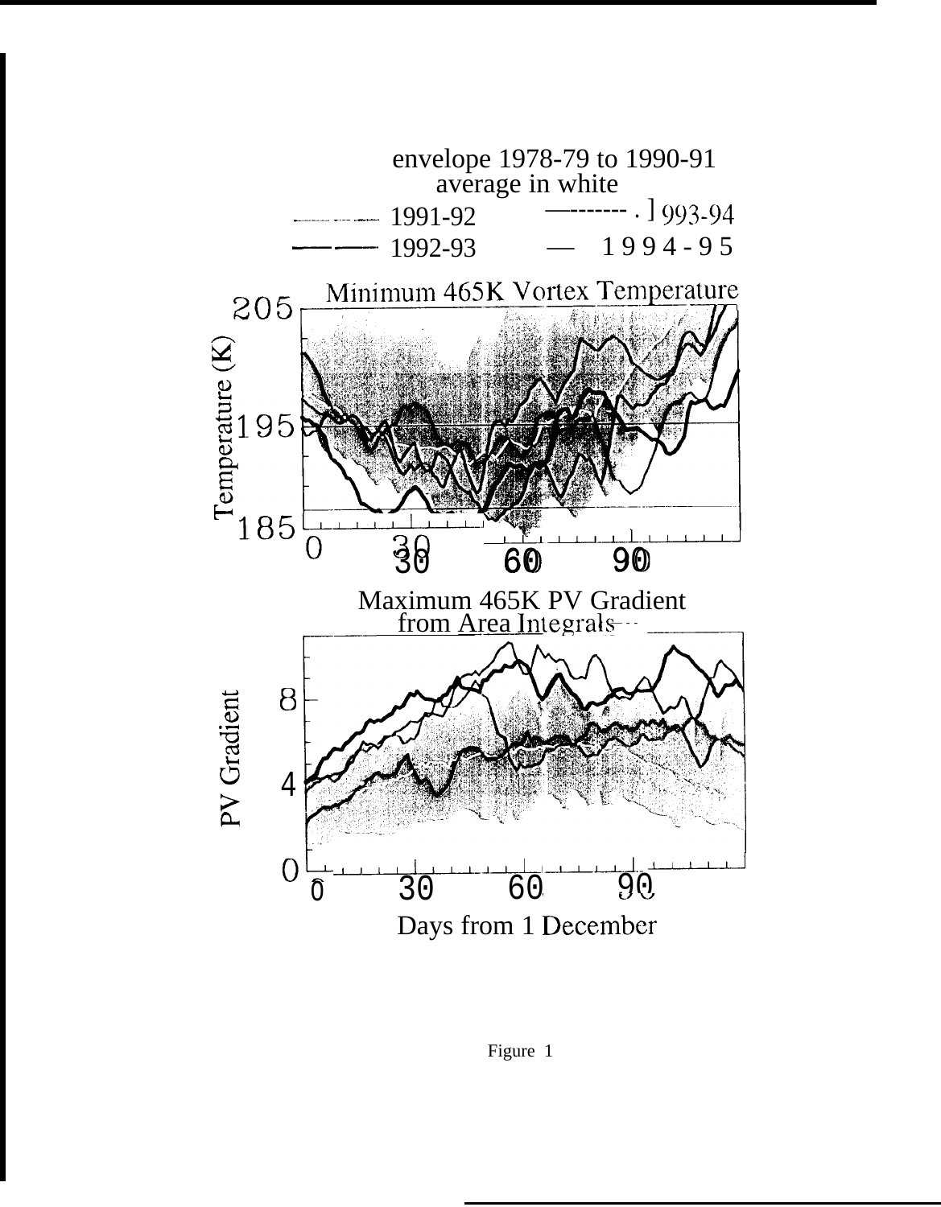envelope 1978-79 to 1990-91
average in white

1991-92 — 1993-94

1992-93 — 1994-95

Minimum 465K Vortex Temperature

Temperature (K)

205

195

185

0 30 60 90

Maximum 465K PV Gradient
from Area Integrals

PV Gradient

8

4

0

0 30 60 90

Days from 1 December

Figure 1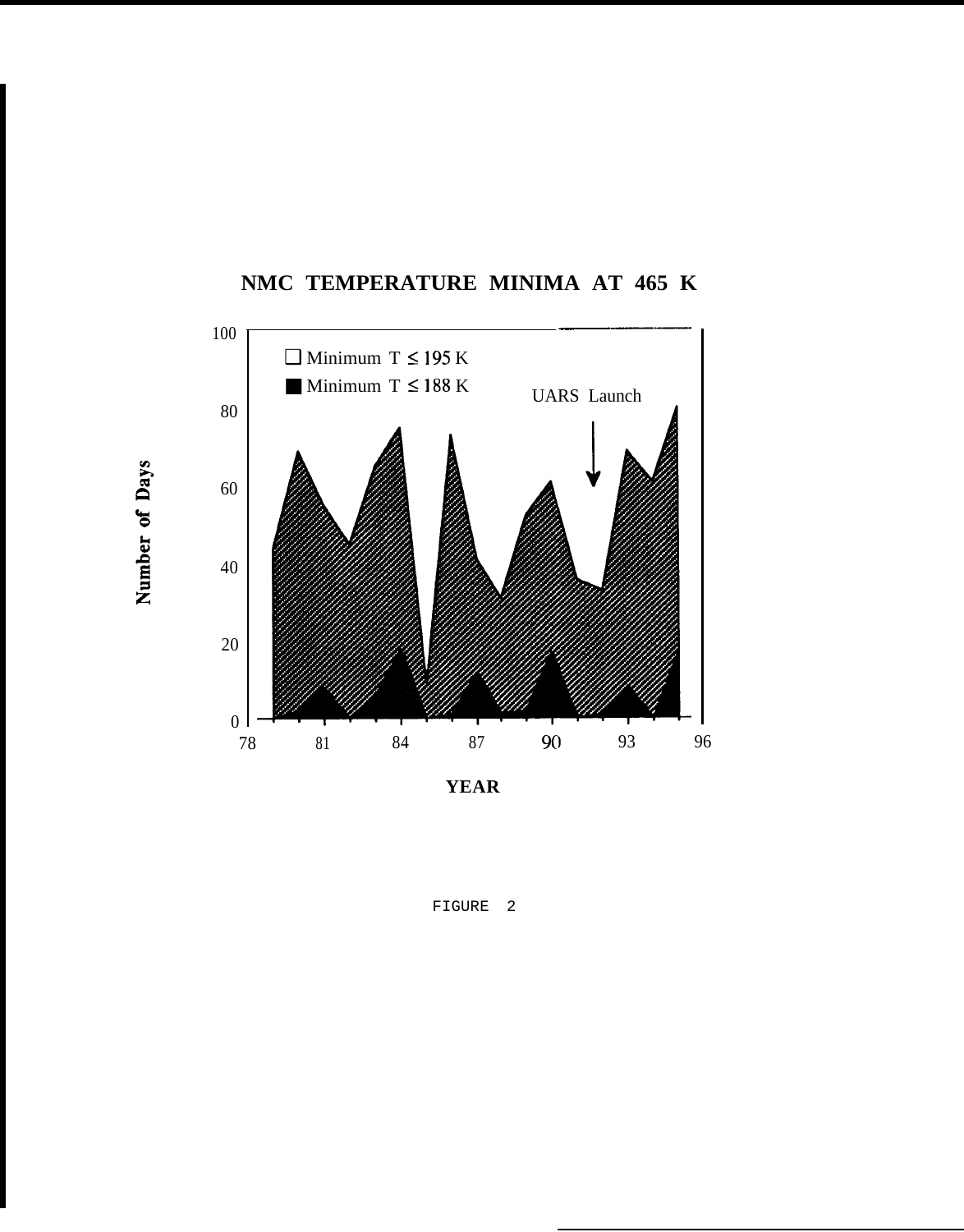**NMC TEMPERATURE MINIMA AT 465 K**

❑ Minimum T ≤ 195 K

■ Minimum T ≤ 188 K

UARS Launch

Number of Days

YEAR

FIGURE 2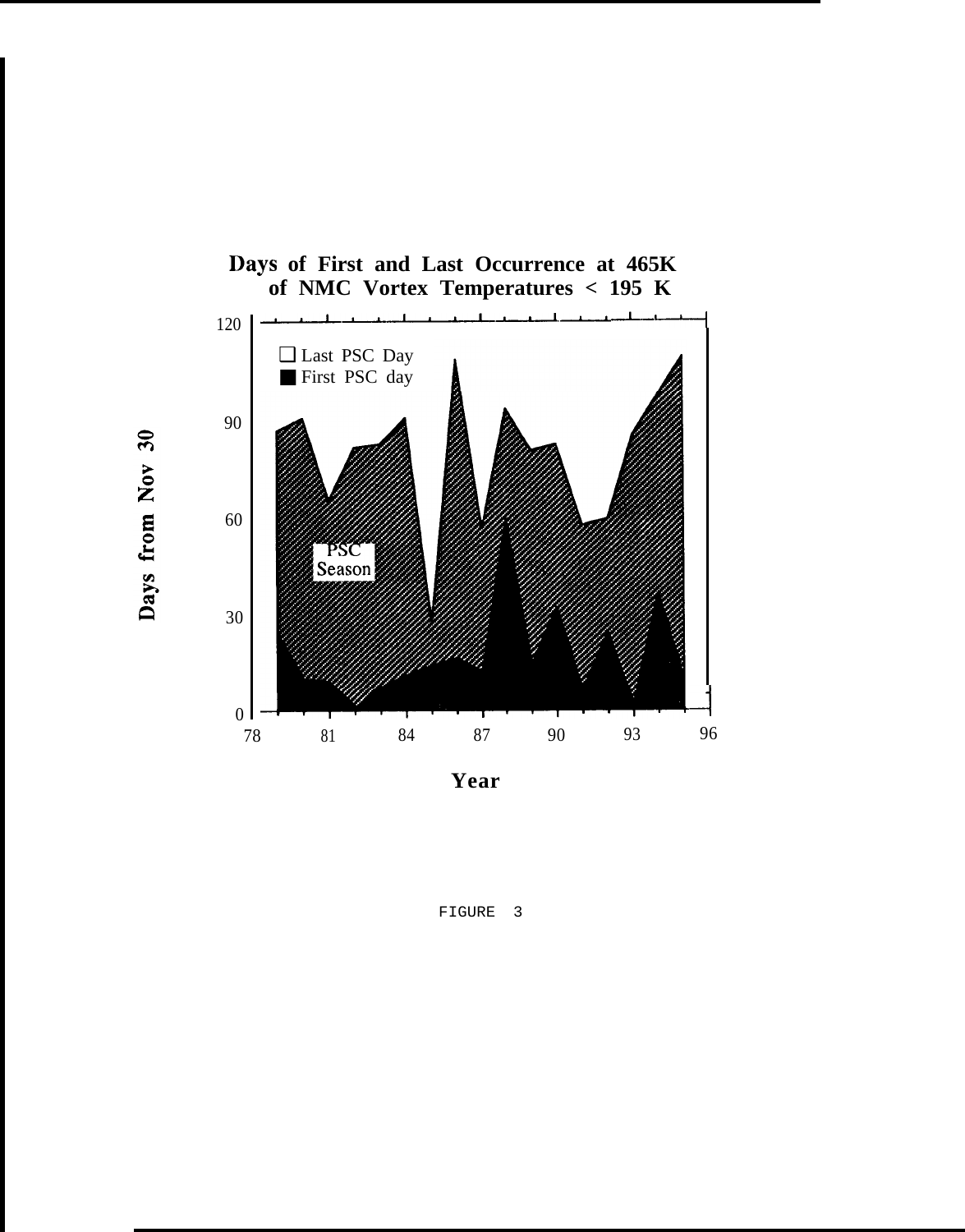**Days of First and Last Occurrence at 465K of NMC Vortex Temperatures < 195 K**

FIGURE 3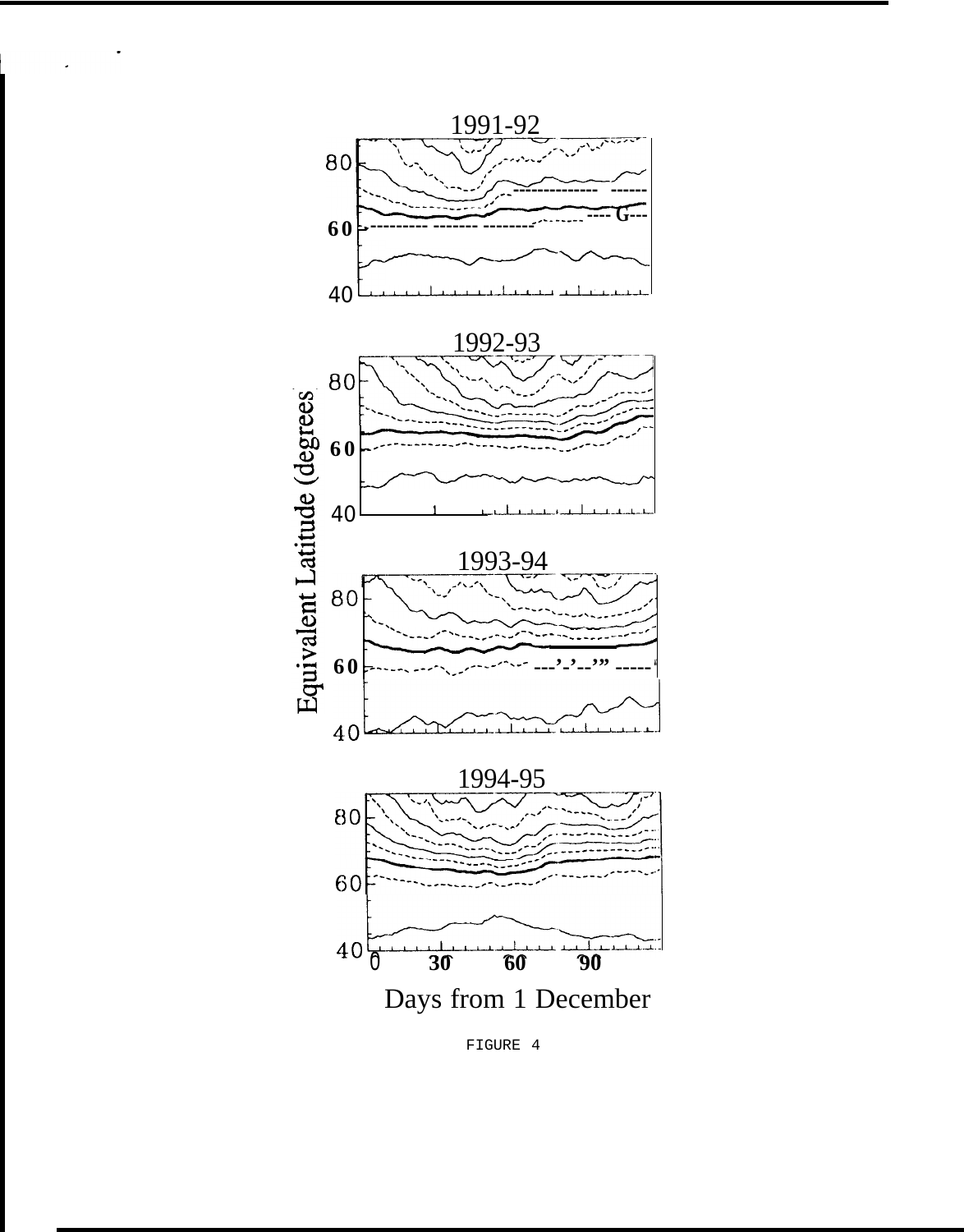1991-92

80

60

40

1992-93

80

60

40

1993-94

80

60

40

1994-95

80

60

40

0 30 60 90

Equivalent Latitude (degrees

Days from 1 December

FIGURE 4